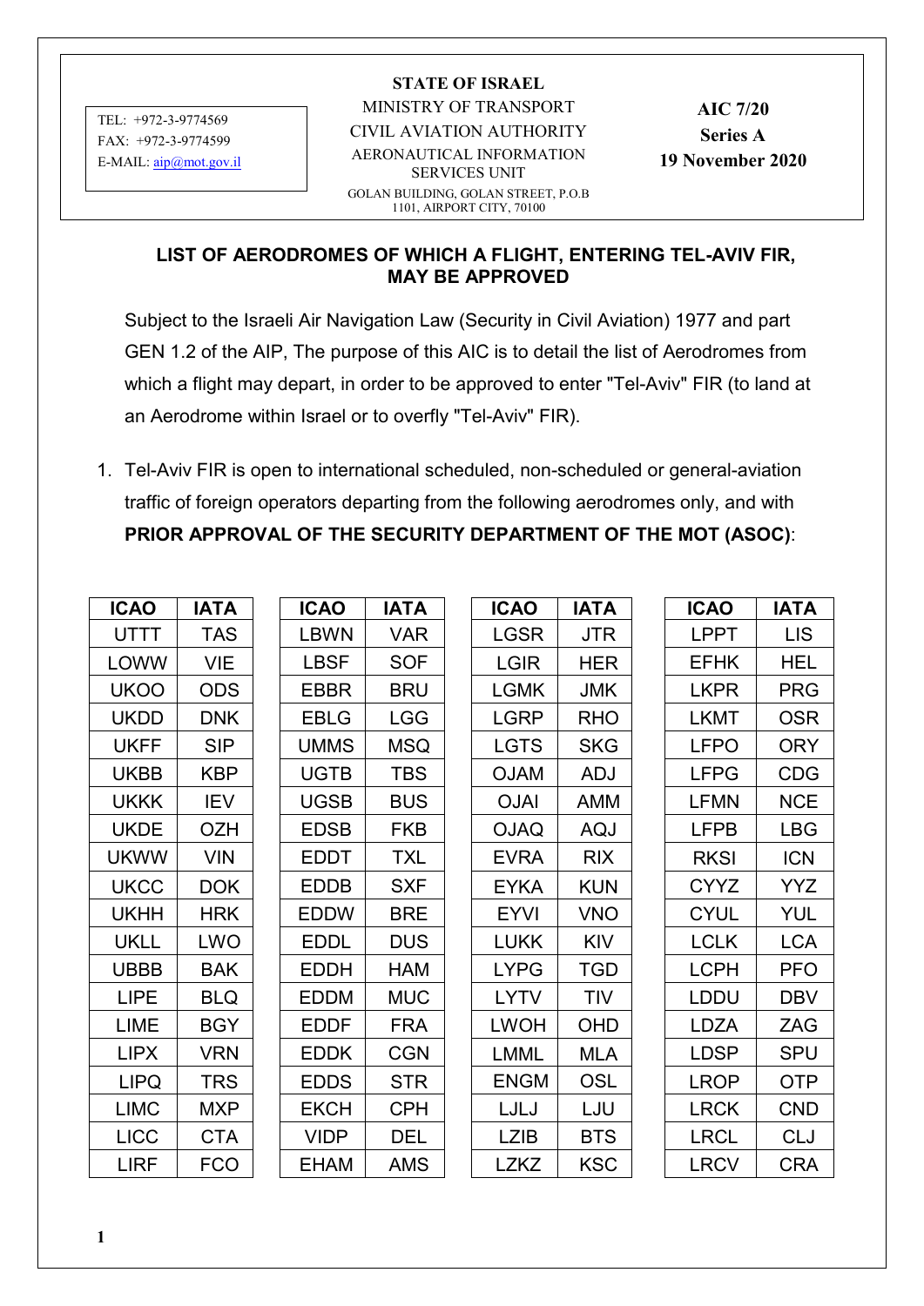| TEL: +972-3-9774569<br>FAX: +972-3-9774599<br>E-MAIL: aip@mot.gov.il | **STATE OF ISRAEL**<br>MINISTRY OF TRANSPORT<br>CIVIL AVIATION AUTHORITY<br>AERONAUTICAL INFORMATION SERVICES UNIT<br>GOLAN BUILDING, GOLAN STREET, P.O.B 1101, AIRPORT CITY, 70100 | **AIC 7/20**<br>**Series A**<br>**19 November 2020** |
|---|---|---|

## LIST OF AERODROMES OF WHICH A FLIGHT, ENTERING TEL-AVIV FIR, MAY BE APPROVED

Subject to the Israeli Air Navigation Law (Security in Civil Aviation) 1977 and part GEN 1.2 of the AIP, The purpose of this AIC is to detail the list of Aerodromes from which a flight may depart, in order to be approved to enter "Tel-Aviv" FIR (to land at an Aerodrome within Israel or to overfly "Tel-Aviv" FIR).

1. Tel-Aviv FIR is open to international scheduled, non-scheduled or general-aviation traffic of foreign operators departing from the following aerodromes only, and with **PRIOR APPROVAL OF THE SECURITY DEPARTMENT OF THE MOT (ASOC)**:

| ICAO | IATA | ICAO | IATA | ICAO | IATA | ICAO | IATA |
|---|---|---|---|---|---|---|---|
| UTTT | TAS | LBWN | VAR | LGSR | JTR | LPPT | LIS |
| LOWW | VIE | LBSF | SOF | LGIR | HER | EFHK | HEL |
| UKOO | ODS | EBBR | BRU | LGMK | JMK | LKPR | PRG |
| UKDD | DNK | EBLG | LGG | LGRP | RHO | LKMT | OSR |
| UKFF | SIP | UMMS | MSQ | LGTS | SKG | LFPO | ORY |
| UKBB | KBP | UGTB | TBS | OJAM | ADJ | LFPG | CDG |
| UKKK | IEV | UGSB | BUS | OJAI | AMM | LFMN | NCE |
| UKDE | OZH | EDSB | FKB | OJAQ | AQJ | LFPB | LBG |
| UKWW | VIN | EDDT | TXL | EVRA | RIX | RKSI | ICN |
| UKCC | DOK | EDDB | SXF | EYKA | KUN | CYYZ | YYZ |
| UKHH | HRK | EDDW | BRE | EYVI | VNO | CYUL | YUL |
| UKLL | LWO | EDDL | DUS | LUKK | KIV | LCLK | LCA |
| UBBB | BAK | EDDH | HAM | LYPG | TGD | LCPH | PFO |
| LIPE | BLQ | EDDM | MUC | LYTV | TIV | LDDU | DBV |
| LIME | BGY | EDDF | FRA | LWOH | OHD | LDZA | ZAG |
| LIPX | VRN | EDDK | CGN | LMML | MLA | LDSP | SPU |
| LIPQ | TRS | EDDS | STR | ENGM | OSL | LROP | OTP |
| LIMC | MXP | EKCH | CPH | LJLJ | LJU | LRCK | CND |
| LICC | CTA | VIDP | DEL | LZIB | BTS | LRCL | CLJ |
| LIRF | FCO | EHAM | AMS | LZKZ | KSC | LRCV | CRA |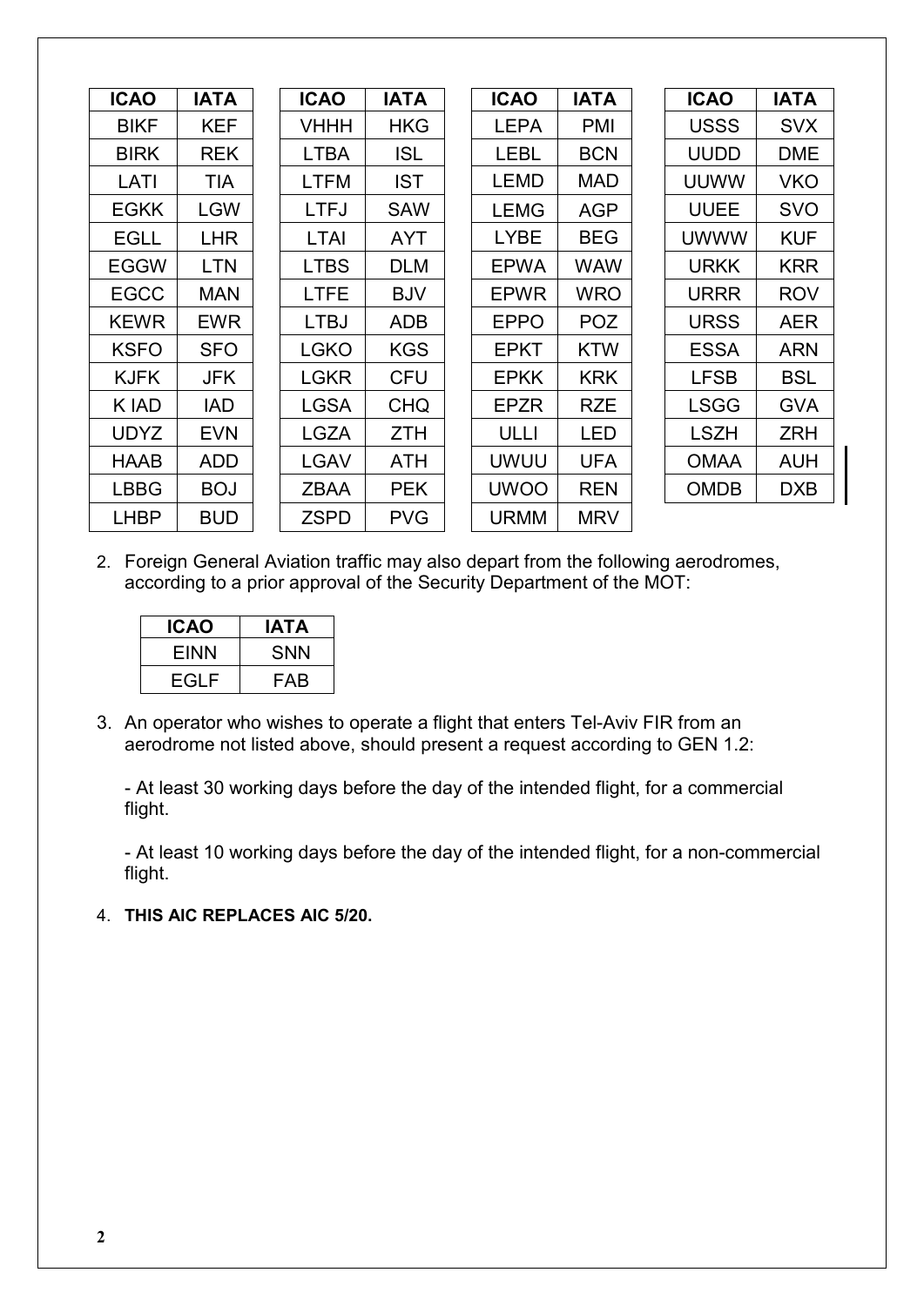| ICAO | IATA |
|---|---|
| BIKF | KEF |
| BIRK | REK |
| LATI | TIA |
| EGKK | LGW |
| EGLL | LHR |
| EGGW | LTN |
| EGCC | MAN |
| KEWR | EWR |
| KSFO | SFO |
| KJFK | JFK |
| K IAD | IAD |
| UDYZ | EVN |
| HAAB | ADD |
| LBBG | BOJ |
| LHBP | BUD |

| ICAO | IATA |
|---|---|
| VHHH | HKG |
| LTBA | ISL |
| LTFM | IST |
| LTFJ | SAW |
| LTAI | AYT |
| LTBS | DLM |
| LTFE | BJV |
| LTBJ | ADB |
| LGKO | KGS |
| LGKR | CFU |
| LGSA | CHQ |
| LGZA | ZTH |
| LGAV | ATH |
| ZBAA | PEK |
| ZSPD | PVG |

| ICAO | IATA |
|---|---|
| LEPA | PMI |
| LEBL | BCN |
| LEMD | MAD |
| LEMG | AGP |
| LYBE | BEG |
| EPWA | WAW |
| EPWR | WRO |
| EPPO | POZ |
| EPKT | KTW |
| EPKK | KRK |
| EPZR | RZE |
| ULLI | LED |
| UWUU | UFA |
| UWOO | REN |
| URMM | MRV |

| ICAO | IATA |
|---|---|
| USSS | SVX |
| UUDD | DME |
| UUWW | VKO |
| UUEE | SVO |
| UWWW | KUF |
| URKK | KRR |
| URRR | ROV |
| URSS | AER |
| ESSA | ARN |
| LFSB | BSL |
| LSGG | GVA |
| LSZH | ZRH |
| OMAA | AUH |
| OMDB | DXB |

2. Foreign General Aviation traffic may also depart from the following aerodromes, according to a prior approval of the Security Department of the MOT:

| ICAO | IATA |
|---|---|
| EINN | SNN |
| EGLF | FAB |

3. An operator who wishes to operate a flight that enters Tel-Aviv FIR from an aerodrome not listed above, should present a request according to GEN 1.2:

   - At least 30 working days before the day of the intended flight, for a commercial flight.

   - At least 10 working days before the day of the intended flight, for a non-commercial flight.

4. **THIS AIC REPLACES AIC 5/20.**